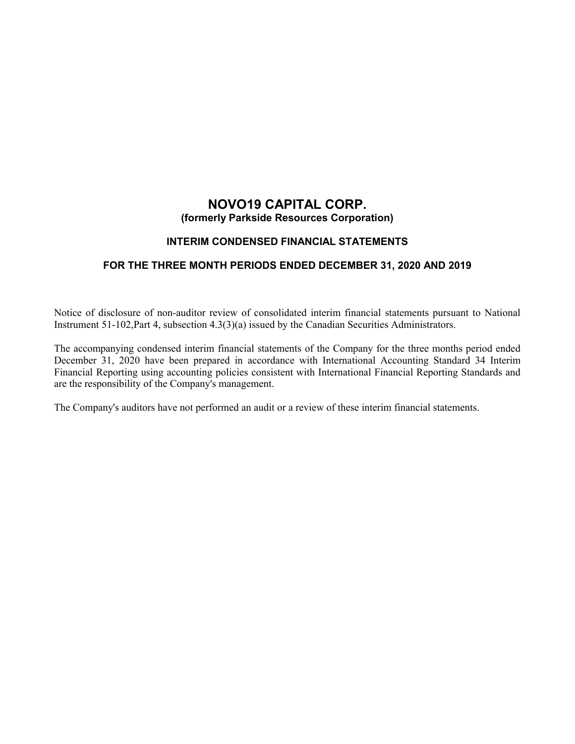# NOVO19 CAPITAL CORP.

**(formerly Parkside Resources Corporation)**

## INTERIM CONDENSED FINANCIAL STATEMENTS

## FOR THE THREE MONTH PERIODS ENDED DECEMBER 31, 2020 AND 2019

Notice of disclosure of non-auditor review of consolidated interim financial statements pursuant to National Instrument 51-102,Part 4, subsection 4.3(3)(a) issued by the Canadian Securities Administrators.

The accompanying condensed interim financial statements of the Company for the three months period ended December 31, 2020 have been prepared in accordance with International Accounting Standard 34 Interim Financial Reporting using accounting policies consistent with International Financial Reporting Standards and are the responsibility of the Company's management.

The Company's auditors have not performed an audit or a review of these interim financial statements.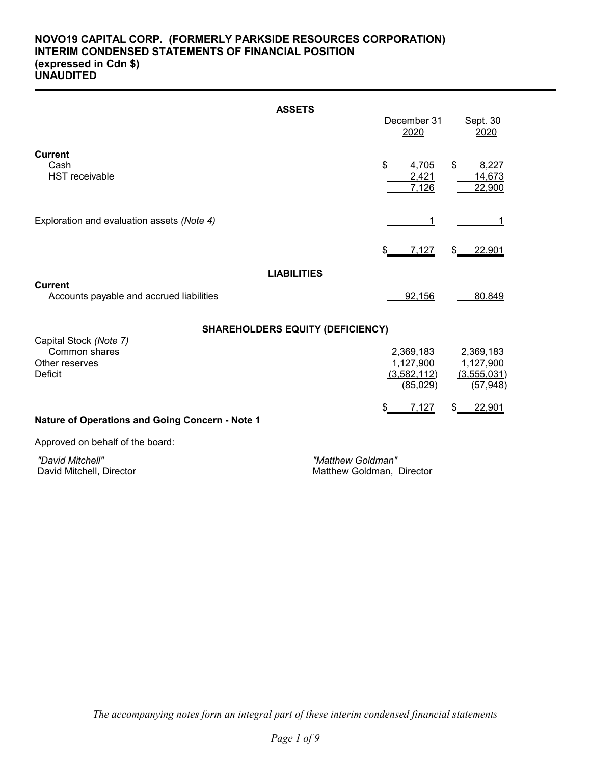# NOVO19 CAPITAL CORP. (FORMERLY PARKSIDE RESOURCES CORPORATION)
## INTERIM CONDENSED STATEMENTS OF FINANCIAL POSITION
### (expressed in Cdn $)
### UNAUDITED

| | December 31 2020 | Sept. 30 2020 |
|---|---|---|
| **ASSETS** | | |
| **Current** | | |
| Cash | $ 4,705 | $ 8,227 |
| HST receivable | 2,421 | 14,673 |
| | 7,126 | 22,900 |
| Exploration and evaluation assets *(Note 4)* | 1 | 1 |
| | $ 7,127 | $ 22,901 |
| **LIABILITIES** | | |
| **Current** | | |
| Accounts payable and accrued liabilities | 92,156 | 80,849 |
| **SHAREHOLDERS EQUITY (DEFICIENCY)** | | |
| Capital Stock *(Note 7)* | | |
| Common shares | 2,369,183 | 2,369,183 |
| Other reserves | 1,127,900 | 1,127,900 |
| Deficit | (3,582,112) | (3,555,031) |
| | (85,029) | (57,948) |
| | $ 7,127 | $ 22,901 |

**Nature of Operations and Going Concern - Note 1**

Approved on behalf of the board:

*"David Mitchell"*
David Mitchell, Director

*"Matthew Goldman"*
Matthew Goldman, Director

*The accompanying notes form an integral part of these interim condensed financial statements*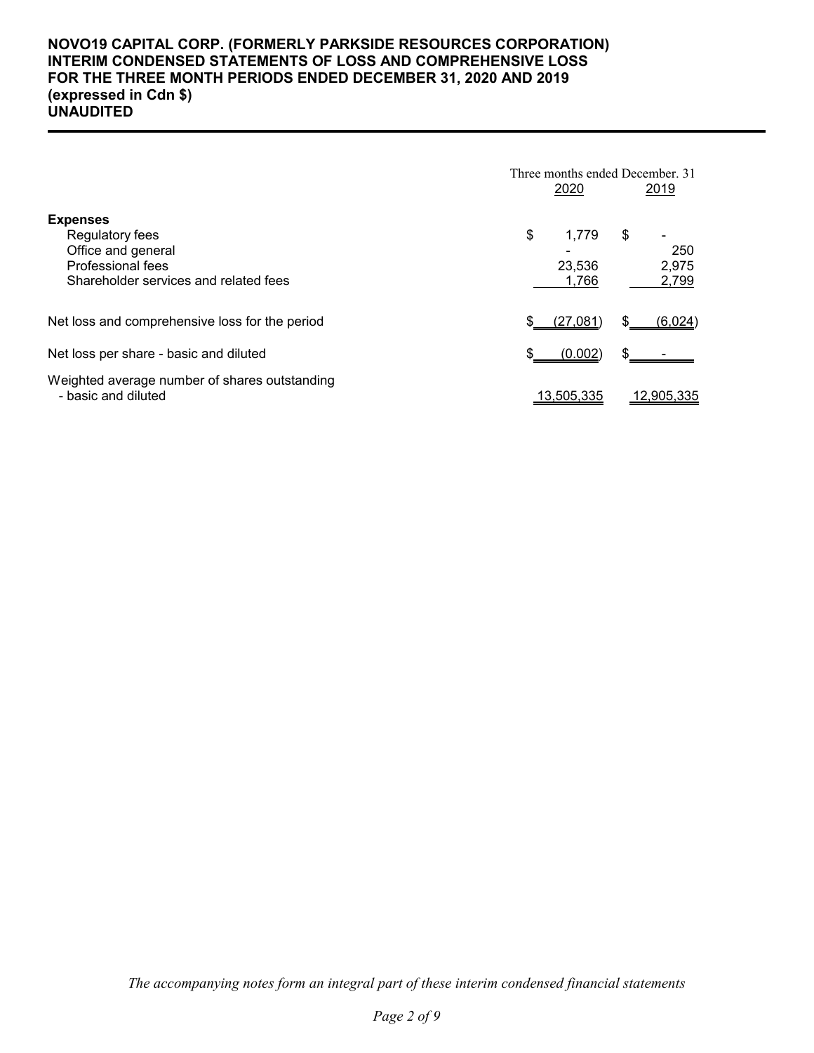**NOVO19 CAPITAL CORP. (FORMERLY PARKSIDE RESOURCES CORPORATION)**
**INTERIM CONDENSED STATEMENTS OF LOSS AND COMPREHENSIVE LOSS**
**FOR THE THREE MONTH PERIODS ENDED DECEMBER 31, 2020 AND 2019**
**(expressed in Cdn $)**
**UNAUDITED**

| | Three months ended December. 31 | |
|---|---|---|
| | 2020 | 2019 |
| **Expenses** | | |
| Regulatory fees | $ 1,779 | $ - |
| Office and general | - | 250 |
| Professional fees | 23,536 | 2,975 |
| Shareholder services and related fees | 1,766 | 2,799 |
| Net loss and comprehensive loss for the period | $ (27,081) | $ (6,024) |
| Net loss per share - basic and diluted | $ (0.002) | $ - |
| Weighted average number of shares outstanding - basic and diluted | 13,505,335 | 12,905,335 |

*The accompanying notes form an integral part of these interim condensed financial statements*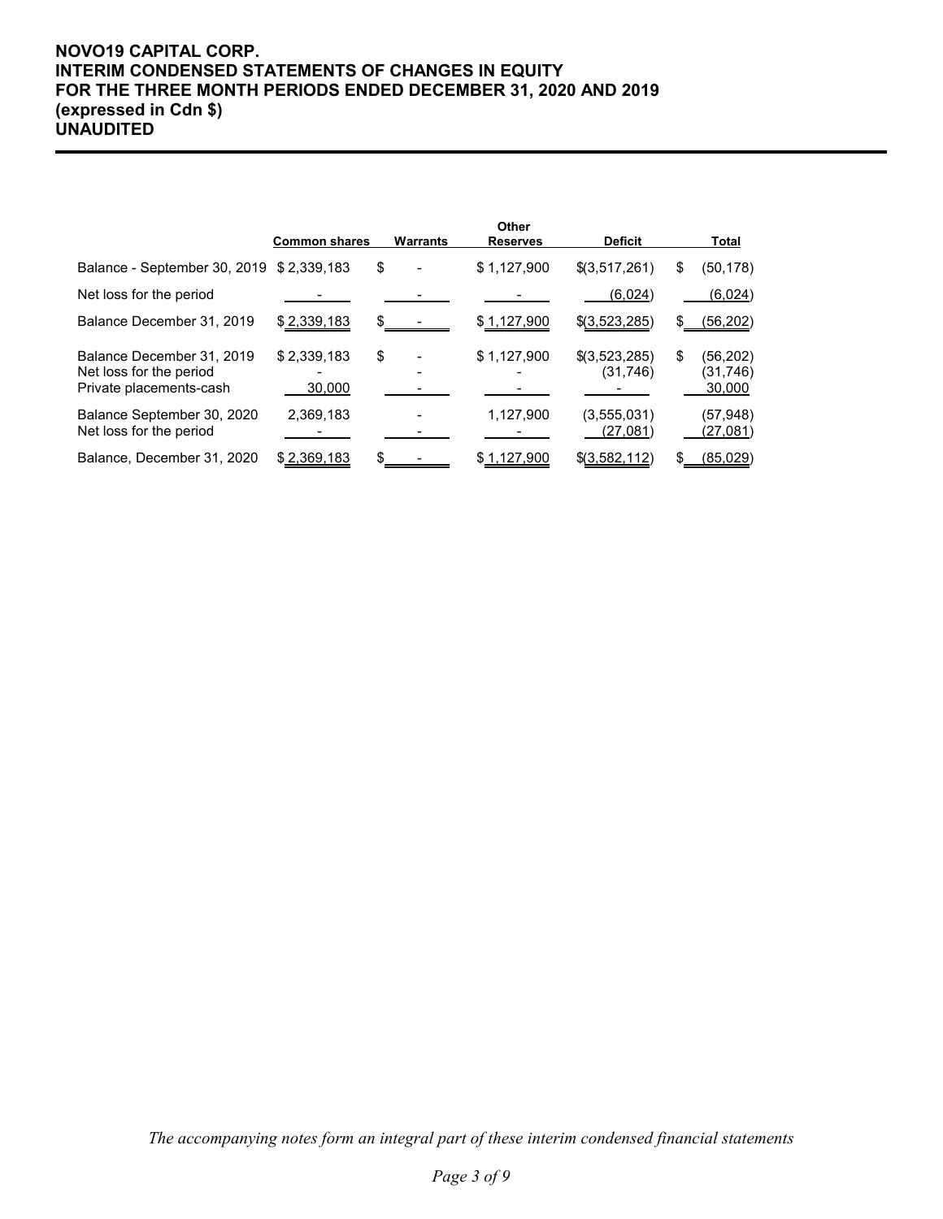**NOVO19 CAPITAL CORP.**
**INTERIM CONDENSED STATEMENTS OF CHANGES IN EQUITY**
**FOR THE THREE MONTH PERIODS ENDED DECEMBER 31, 2020 AND 2019**
**(expressed in Cdn $)**
**UNAUDITED**

| | Common shares | Warrants | Other Reserves | Deficit | Total |
|---|---|---|---|---|---|
| Balance - September 30, 2019 | $ 2,339,183 | $ - | $ 1,127,900 | $(3,517,261) | $ (50,178) |
| Net loss for the period | - | - | - | (6,024) | (6,024) |
| Balance December 31, 2019 | $ 2,339,183 | $ - | $ 1,127,900 | $(3,523,285) | $ (56,202) |
| Balance December 31, 2019 | $ 2,339,183 | $ - | $ 1,127,900 | $(3,523,285) | $ (56,202) |
| Net loss for the period | - | - | - | (31,746) | (31,746) |
| Private placements-cash | 30,000 | - | - | - | 30,000 |
| Balance September 30, 2020 | 2,369,183 | - | 1,127,900 | (3,555,031) | (57,948) |
| Net loss for the period | - | - | - | (27,081) | (27,081) |
| Balance, December 31, 2020 | $ 2,369,183 | $ - | $ 1,127,900 | $(3,582,112) | $ (85,029) |

*The accompanying notes form an integral part of these interim condensed financial statements*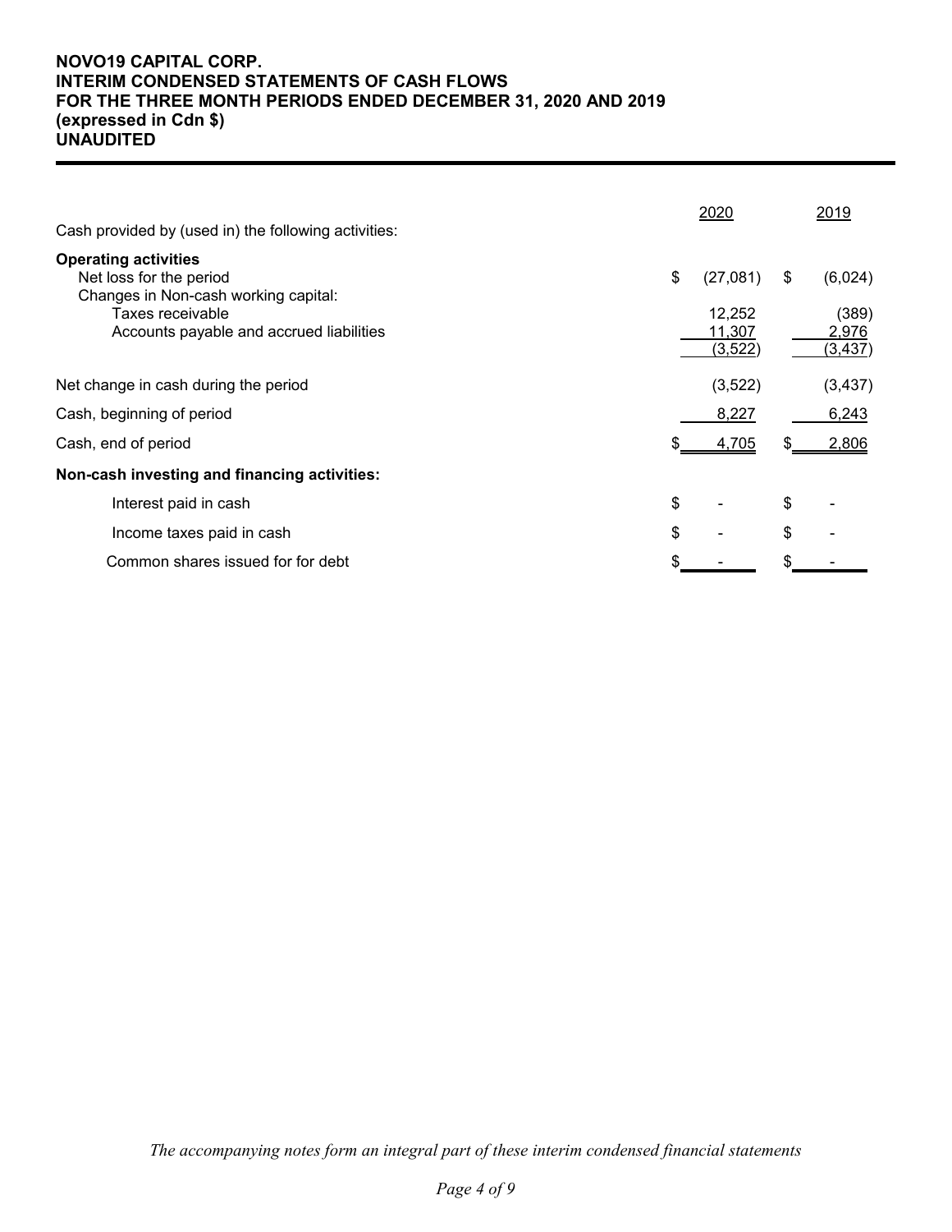# NOVO19 CAPITAL CORP.
## INTERIM CONDENSED STATEMENTS OF CASH FLOWS
## FOR THE THREE MONTH PERIODS ENDED DECEMBER 31, 2020 AND 2019
## (expressed in Cdn $)
## UNAUDITED

| Cash provided by (used in) the following activities: | 2020 | 2019 |
|---|---|---|
| **Operating activities** | | |
| Net loss for the period | $ (27,081) | $ (6,024) |
| Changes in Non-cash working capital: | | |
| Taxes receivable | 12,252 | (389) |
| Accounts payable and accrued liabilities | 11,307 | 2,976 |
| | (3,522) | (3,437) |
| Net change in cash during the period | (3,522) | (3,437) |
| Cash, beginning of period | 8,227 | 6,243 |
| Cash, end of period | $ 4,705 | $ 2,806 |
| **Non-cash investing and financing activities:** | | |
| Interest paid in cash | $ - | $ - |
| Income taxes paid in cash | $ - | $ - |
| Common shares issued for for debt | $ - | $ - |

*The accompanying notes form an integral part of these interim condensed financial statements*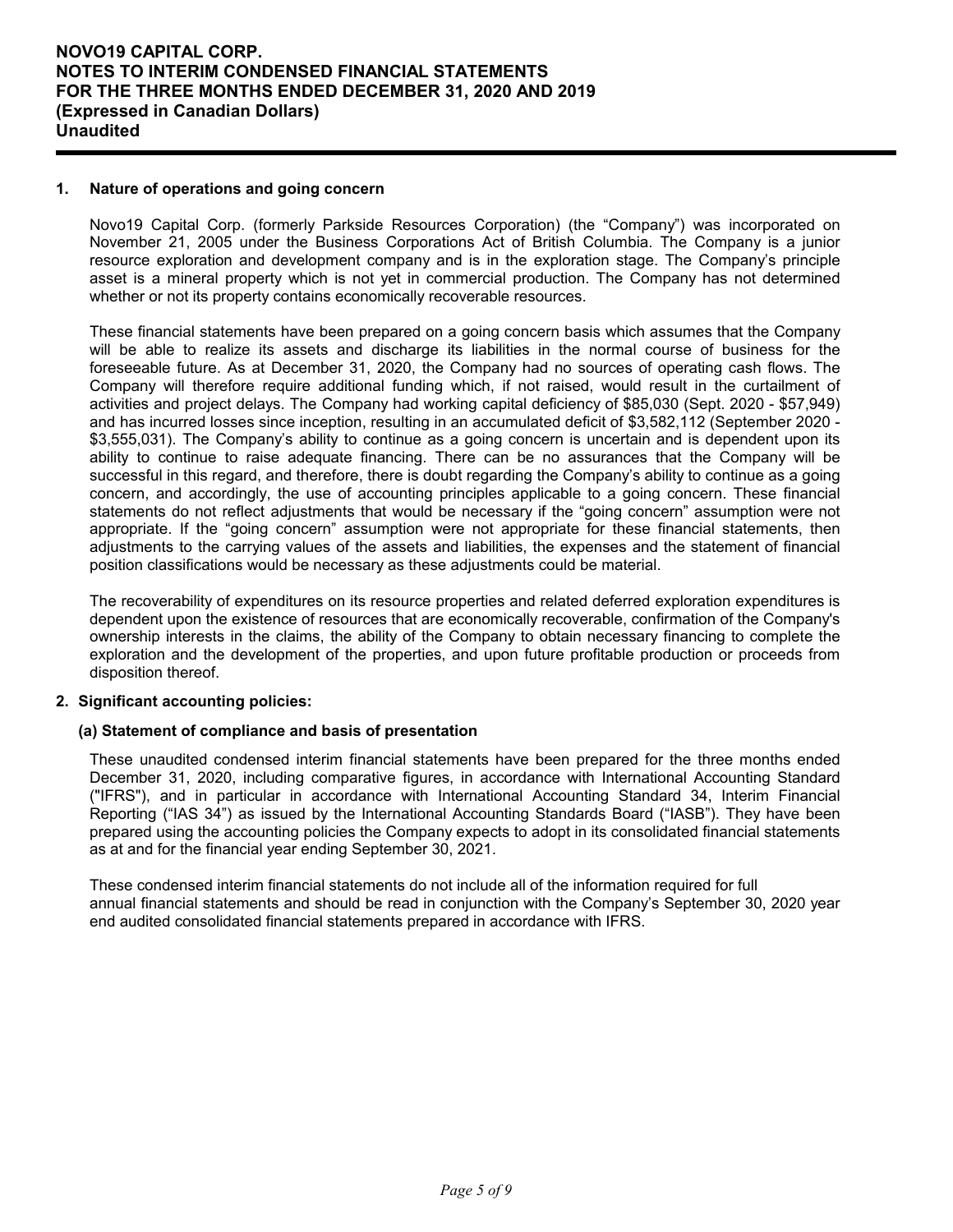## 1. Nature of operations and going concern

Novo19 Capital Corp. (formerly Parkside Resources Corporation) (the "Company") was incorporated on November 21, 2005 under the Business Corporations Act of British Columbia. The Company is a junior resource exploration and development company and is in the exploration stage. The Company's principle asset is a mineral property which is not yet in commercial production. The Company has not determined whether or not its property contains economically recoverable resources.

These financial statements have been prepared on a going concern basis which assumes that the Company will be able to realize its assets and discharge its liabilities in the normal course of business for the foreseeable future. As at December 31, 2020, the Company had no sources of operating cash flows. The Company will therefore require additional funding which, if not raised, would result in the curtailment of activities and project delays. The Company had working capital deficiency of $85,030 (Sept. 2020 - $57,949) and has incurred losses since inception, resulting in an accumulated deficit of $3,582,112 (September 2020 - $3,555,031). The Company's ability to continue as a going concern is uncertain and is dependent upon its ability to continue to raise adequate financing. There can be no assurances that the Company will be successful in this regard, and therefore, there is doubt regarding the Company's ability to continue as a going concern, and accordingly, the use of accounting principles applicable to a going concern. These financial statements do not reflect adjustments that would be necessary if the "going concern" assumption were not appropriate. If the "going concern" assumption were not appropriate for these financial statements, then adjustments to the carrying values of the assets and liabilities, the expenses and the statement of financial position classifications would be necessary as these adjustments could be material.

The recoverability of expenditures on its resource properties and related deferred exploration expenditures is dependent upon the existence of resources that are economically recoverable, confirmation of the Company's ownership interests in the claims, the ability of the Company to obtain necessary financing to complete the exploration and the development of the properties, and upon future profitable production or proceeds from disposition thereof.

## 2. Significant accounting policies:

### (a) Statement of compliance and basis of presentation

These unaudited condensed interim financial statements have been prepared for the three months ended December 31, 2020, including comparative figures, in accordance with International Accounting Standard ("IFRS"), and in particular in accordance with International Accounting Standard 34, Interim Financial Reporting ("IAS 34") as issued by the International Accounting Standards Board ("IASB"). They have been prepared using the accounting policies the Company expects to adopt in its consolidated financial statements as at and for the financial year ending September 30, 2021.

These condensed interim financial statements do not include all of the information required for full annual financial statements and should be read in conjunction with the Company's September 30, 2020 year end audited consolidated financial statements prepared in accordance with IFRS.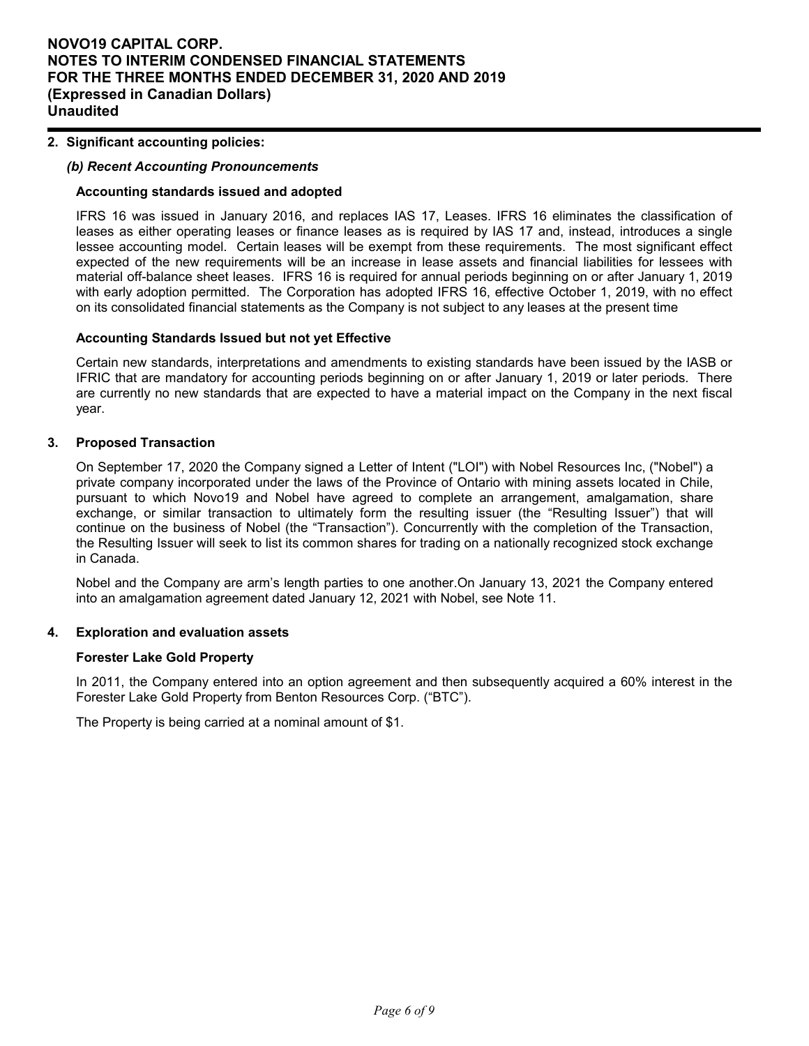## 2. Significant accounting policies:

### *(b) Recent Accounting Pronouncements*

**Accounting standards issued and adopted**

IFRS 16 was issued in January 2016, and replaces IAS 17, Leases. IFRS 16 eliminates the classification of leases as either operating leases or finance leases as is required by IAS 17 and, instead, introduces a single lessee accounting model. Certain leases will be exempt from these requirements. The most significant effect expected of the new requirements will be an increase in lease assets and financial liabilities for lessees with material off-balance sheet leases. IFRS 16 is required for annual periods beginning on or after January 1, 2019 with early adoption permitted. The Corporation has adopted IFRS 16, effective October 1, 2019, with no effect on its consolidated financial statements as the Company is not subject to any leases at the present time

**Accounting Standards Issued but not yet Effective**

Certain new standards, interpretations and amendments to existing standards have been issued by the IASB or IFRIC that are mandatory for accounting periods beginning on or after January 1, 2019 or later periods. There are currently no new standards that are expected to have a material impact on the Company in the next fiscal year.

## 3. Proposed Transaction

On September 17, 2020 the Company signed a Letter of Intent ("LOI") with Nobel Resources Inc, ("Nobel") a private company incorporated under the laws of the Province of Ontario with mining assets located in Chile, pursuant to which Novo19 and Nobel have agreed to complete an arrangement, amalgamation, share exchange, or similar transaction to ultimately form the resulting issuer (the "Resulting Issuer") that will continue on the business of Nobel (the "Transaction"). Concurrently with the completion of the Transaction, the Resulting Issuer will seek to list its common shares for trading on a nationally recognized stock exchange in Canada.

Nobel and the Company are arm's length parties to one another.On January 13, 2021 the Company entered into an amalgamation agreement dated January 12, 2021 with Nobel, see Note 11.

## 4. Exploration and evaluation assets

**Forester Lake Gold Property**

In 2011, the Company entered into an option agreement and then subsequently acquired a 60% interest in the Forester Lake Gold Property from Benton Resources Corp. ("BTC").

The Property is being carried at a nominal amount of $1.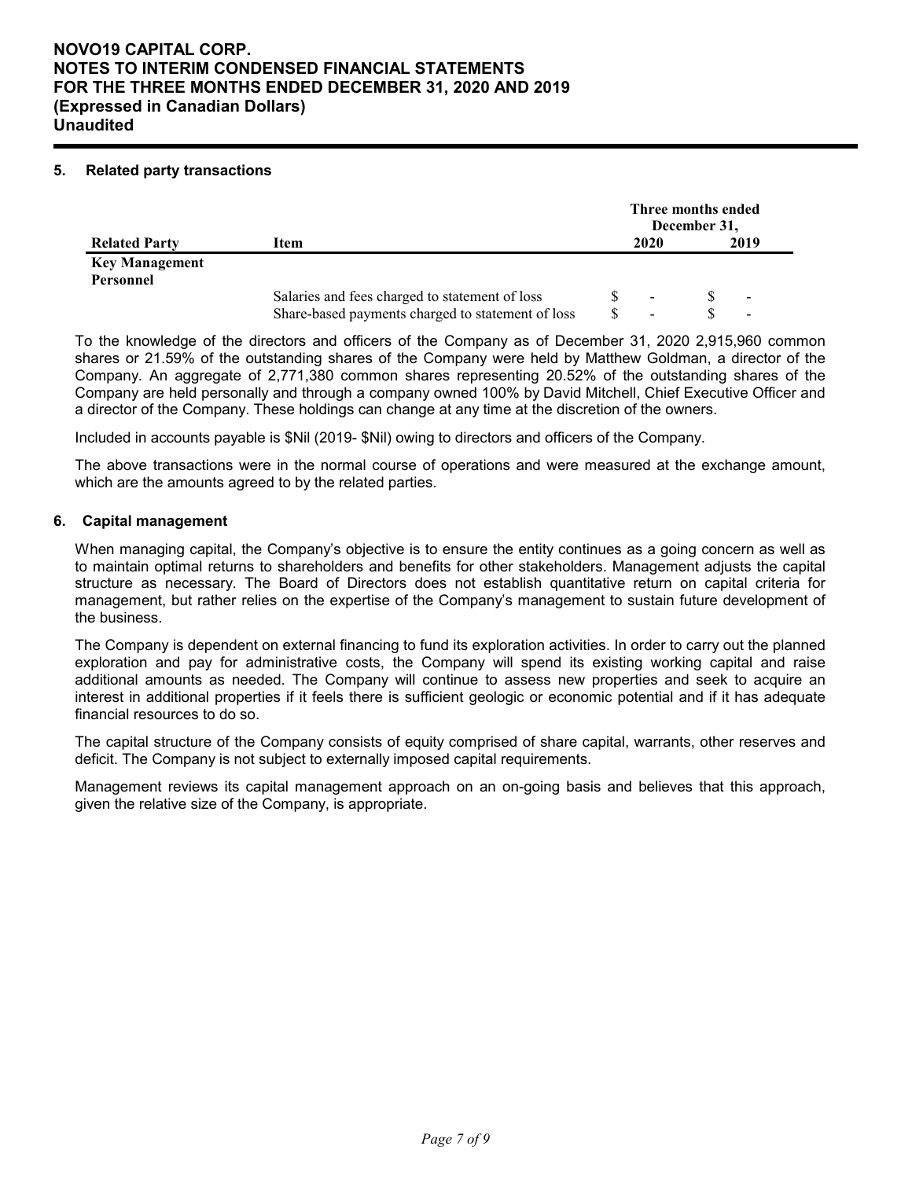## 5. Related party transactions

| Related Party | Item | Three months ended December 31, 2020 | 2019 |
|---|---|---|---|
| **Key Management Personnel** | | | |
| | Salaries and fees charged to statement of loss | $ - | $ - |
| | Share-based payments charged to statement of loss | $ - | $ - |

To the knowledge of the directors and officers of the Company as of December 31, 2020 2,915,960 common shares or 21.59% of the outstanding shares of the Company were held by Matthew Goldman, a director of the Company. An aggregate of 2,771,380 common shares representing 20.52% of the outstanding shares of the Company are held personally and through a company owned 100% by David Mitchell, Chief Executive Officer and a director of the Company. These holdings can change at any time at the discretion of the owners.

Included in accounts payable is $Nil (2019- $Nil) owing to directors and officers of the Company.

The above transactions were in the normal course of operations and were measured at the exchange amount, which are the amounts agreed to by the related parties.

## 6. Capital management

When managing capital, the Company's objective is to ensure the entity continues as a going concern as well as to maintain optimal returns to shareholders and benefits for other stakeholders. Management adjusts the capital structure as necessary. The Board of Directors does not establish quantitative return on capital criteria for management, but rather relies on the expertise of the Company's management to sustain future development of the business.

The Company is dependent on external financing to fund its exploration activities. In order to carry out the planned exploration and pay for administrative costs, the Company will spend its existing working capital and raise additional amounts as needed. The Company will continue to assess new properties and seek to acquire an interest in additional properties if it feels there is sufficient geologic or economic potential and if it has adequate financial resources to do so.

The capital structure of the Company consists of equity comprised of share capital, warrants, other reserves and deficit. The Company is not subject to externally imposed capital requirements.

Management reviews its capital management approach on an on-going basis and believes that this approach, given the relative size of the Company, is appropriate.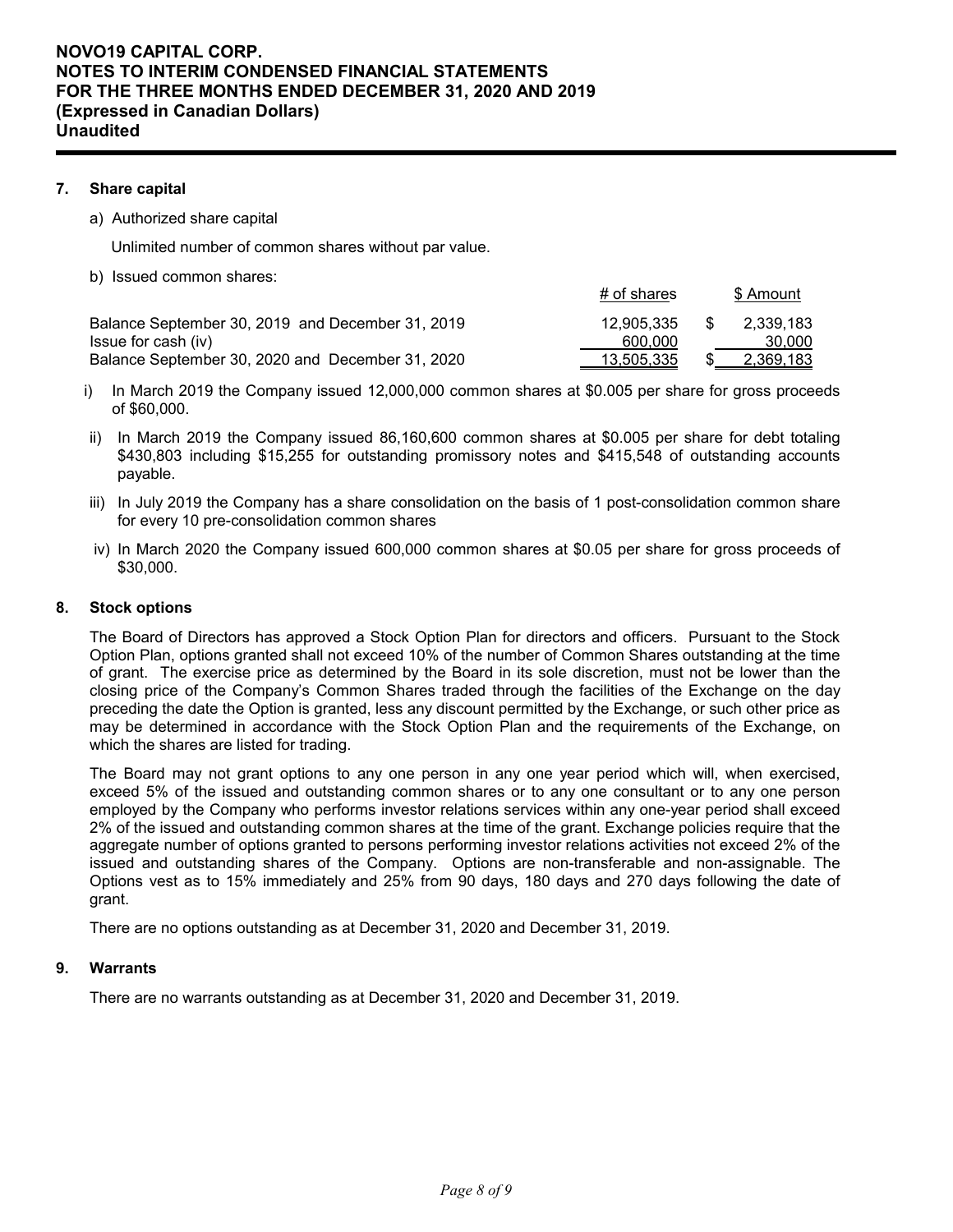## 7. Share capital

a) Authorized share capital

Unlimited number of common shares without par value.

b) Issued common shares:

| | # of shares | $ Amount |
|---|---|---|
| Balance September 30, 2019 and December 31, 2019 | 12,905,335 | $ 2,339,183 |
| Issue for cash (iv) | 600,000 | 30,000 |
| Balance September 30, 2020 and December 31, 2020 | 13,505,335 | $ 2,369,183 |

i) In March 2019 the Company issued 12,000,000 common shares at $0.005 per share for gross proceeds of $60,000.

ii) In March 2019 the Company issued 86,160,600 common shares at $0.005 per share for debt totaling $430,803 including $15,255 for outstanding promissory notes and $415,548 of outstanding accounts payable.

iii) In July 2019 the Company has a share consolidation on the basis of 1 post-consolidation common share for every 10 pre-consolidation common shares

iv) In March 2020 the Company issued 600,000 common shares at $0.05 per share for gross proceeds of $30,000.

## 8. Stock options

The Board of Directors has approved a Stock Option Plan for directors and officers. Pursuant to the Stock Option Plan, options granted shall not exceed 10% of the number of Common Shares outstanding at the time of grant. The exercise price as determined by the Board in its sole discretion, must not be lower than the closing price of the Company's Common Shares traded through the facilities of the Exchange on the day preceding the date the Option is granted, less any discount permitted by the Exchange, or such other price as may be determined in accordance with the Stock Option Plan and the requirements of the Exchange, on which the shares are listed for trading.

The Board may not grant options to any one person in any one year period which will, when exercised, exceed 5% of the issued and outstanding common shares or to any one consultant or to any one person employed by the Company who performs investor relations services within any one-year period shall exceed 2% of the issued and outstanding common shares at the time of the grant. Exchange policies require that the aggregate number of options granted to persons performing investor relations activities not exceed 2% of the issued and outstanding shares of the Company. Options are non-transferable and non-assignable. The Options vest as to 15% immediately and 25% from 90 days, 180 days and 270 days following the date of grant.

There are no options outstanding as at December 31, 2020 and December 31, 2019.

## 9. Warrants

There are no warrants outstanding as at December 31, 2020 and December 31, 2019.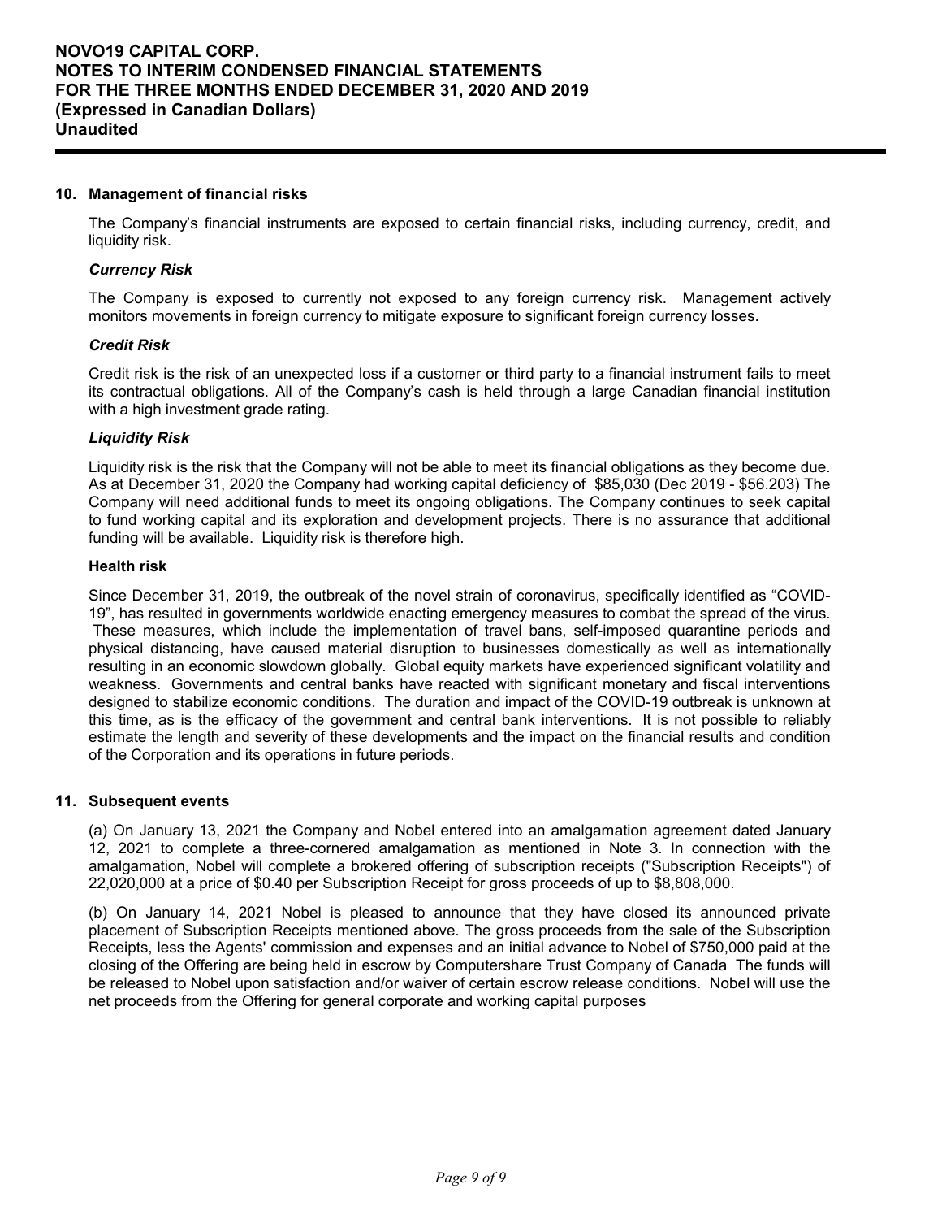## 10. Management of financial risks

The Company's financial instruments are exposed to certain financial risks, including currency, credit, and liquidity risk.

### *Currency Risk*

The Company is exposed to currently not exposed to any foreign currency risk. Management actively monitors movements in foreign currency to mitigate exposure to significant foreign currency losses.

### *Credit Risk*

Credit risk is the risk of an unexpected loss if a customer or third party to a financial instrument fails to meet its contractual obligations. All of the Company's cash is held through a large Canadian financial institution with a high investment grade rating.

### *Liquidity Risk*

Liquidity risk is the risk that the Company will not be able to meet its financial obligations as they become due. As at December 31, 2020 the Company had working capital deficiency of $85,030 (Dec 2019 - $56.203) The Company will need additional funds to meet its ongoing obligations. The Company continues to seek capital to fund working capital and its exploration and development projects. There is no assurance that additional funding will be available. Liquidity risk is therefore high.

### Health risk

Since December 31, 2019, the outbreak of the novel strain of coronavirus, specifically identified as "COVID-19", has resulted in governments worldwide enacting emergency measures to combat the spread of the virus. These measures, which include the implementation of travel bans, self-imposed quarantine periods and physical distancing, have caused material disruption to businesses domestically as well as internationally resulting in an economic slowdown globally. Global equity markets have experienced significant volatility and weakness. Governments and central banks have reacted with significant monetary and fiscal interventions designed to stabilize economic conditions. The duration and impact of the COVID-19 outbreak is unknown at this time, as is the efficacy of the government and central bank interventions. It is not possible to reliably estimate the length and severity of these developments and the impact on the financial results and condition of the Corporation and its operations in future periods.

## 11. Subsequent events

(a) On January 13, 2021 the Company and Nobel entered into an amalgamation agreement dated January 12, 2021 to complete a three-cornered amalgamation as mentioned in Note 3. In connection with the amalgamation, Nobel will complete a brokered offering of subscription receipts ("Subscription Receipts") of 22,020,000 at a price of $0.40 per Subscription Receipt for gross proceeds of up to $8,808,000.

(b) On January 14, 2021 Nobel is pleased to announce that they have closed its announced private placement of Subscription Receipts mentioned above. The gross proceeds from the sale of the Subscription Receipts, less the Agents' commission and expenses and an initial advance to Nobel of $750,000 paid at the closing of the Offering are being held in escrow by Computershare Trust Company of Canada The funds will be released to Nobel upon satisfaction and/or waiver of certain escrow release conditions. Nobel will use the net proceeds from the Offering for general corporate and working capital purposes